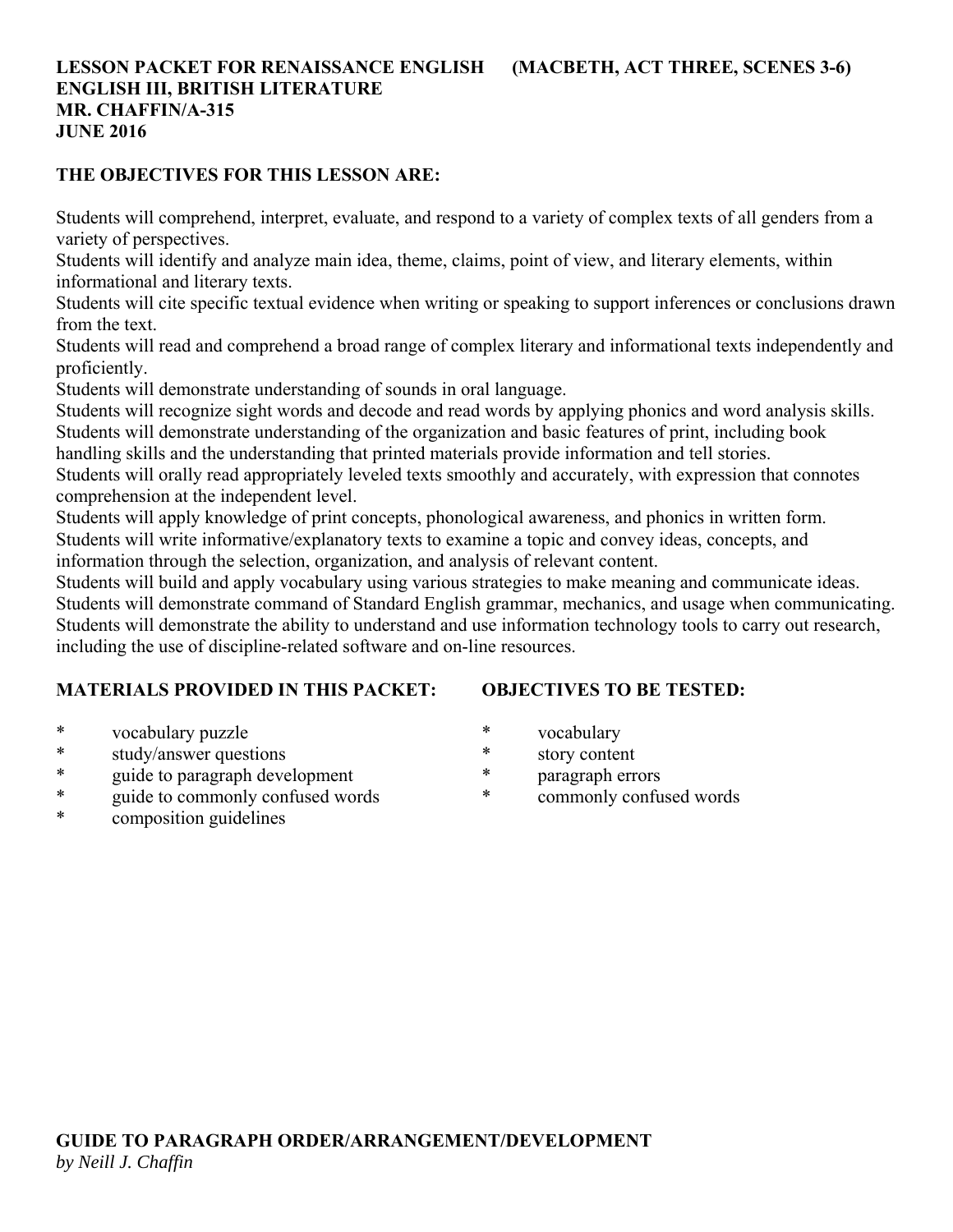**LESSON PACKET FOR RENAISSANCE ENGLISH (MACBETH, ACT THREE, SCENES 3-6)**
**ENGLISH III, BRITISH LITERATURE**
**MR. CHAFFIN/A-315**
**JUNE 2016**

**THE OBJECTIVES FOR THIS LESSON ARE:**

Students will comprehend, interpret, evaluate, and respond to a variety of complex texts of all genders from a variety of perspectives.
Students will identify and analyze main idea, theme, claims, point of view, and literary elements, within informational and literary texts.
Students will cite specific textual evidence when writing or speaking to support inferences or conclusions drawn from the text.
Students will read and comprehend a broad range of complex literary and informational texts independently and proficiently.
Students will demonstrate understanding of sounds in oral language.
Students will recognize sight words and decode and read words by applying phonics and word analysis skills.
Students will demonstrate understanding of the organization and basic features of print, including book handling skills and the understanding that printed materials provide information and tell stories.
Students will orally read appropriately leveled texts smoothly and accurately, with expression that connotes comprehension at the independent level.
Students will apply knowledge of print concepts, phonological awareness, and phonics in written form.
Students will write informative/explanatory texts to examine a topic and convey ideas, concepts, and information through the selection, organization, and analysis of relevant content.
Students will build and apply vocabulary using various strategies to make meaning and communicate ideas.
Students will demonstrate command of Standard English grammar, mechanics, and usage when communicating.
Students will demonstrate the ability to understand and use information technology tools to carry out research, including the use of discipline-related software and on-line resources.

**MATERIALS PROVIDED IN THIS PACKET:**

* vocabulary puzzle
* study/answer questions
* guide to paragraph development
* guide to commonly confused words
* composition guidelines

**OBJECTIVES TO BE TESTED:**

* vocabulary
* story content
* paragraph errors
* commonly confused words

**GUIDE TO PARAGRAPH ORDER/ARRANGEMENT/DEVELOPMENT**
*by Neill J. Chaffin*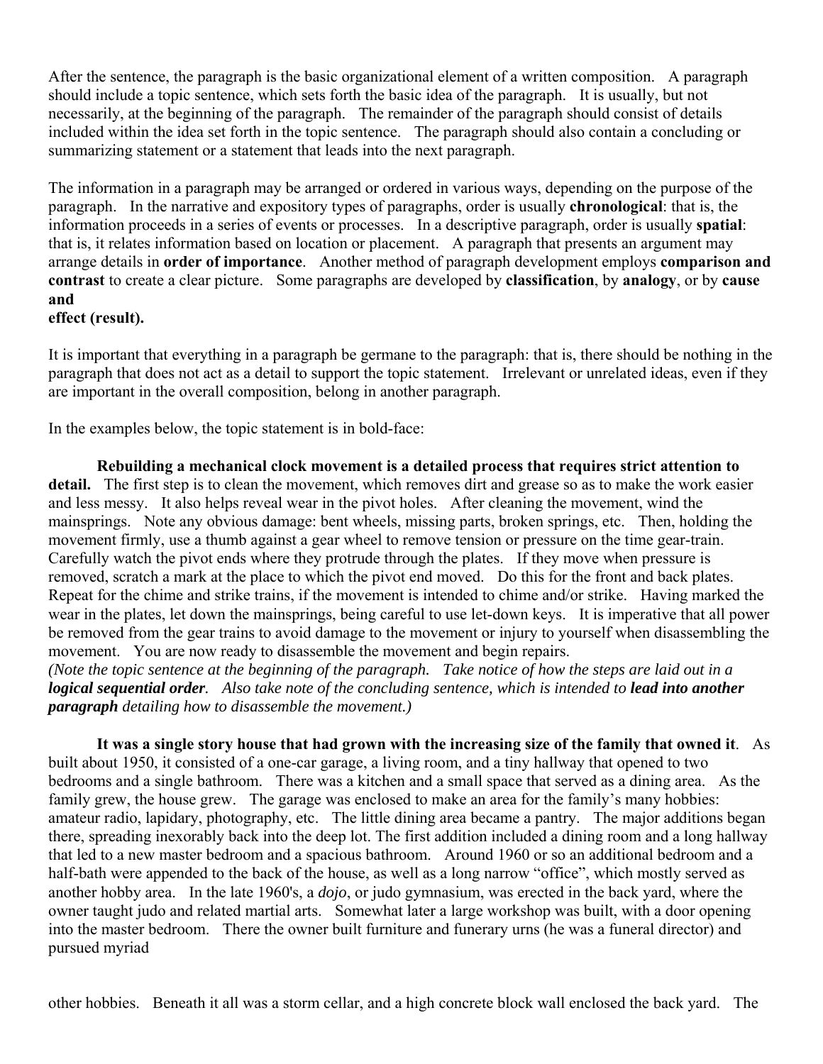After the sentence, the paragraph is the basic organizational element of a written composition. A paragraph should include a topic sentence, which sets forth the basic idea of the paragraph. It is usually, but not necessarily, at the beginning of the paragraph. The remainder of the paragraph should consist of details included within the idea set forth in the topic sentence. The paragraph should also contain a concluding or summarizing statement or a statement that leads into the next paragraph.

The information in a paragraph may be arranged or ordered in various ways, depending on the purpose of the paragraph. In the narrative and expository types of paragraphs, order is usually **chronological**: that is, the information proceeds in a series of events or processes. In a descriptive paragraph, order is usually **spatial**: that is, it relates information based on location or placement. A paragraph that presents an argument may arrange details in **order of importance**. Another method of paragraph development employs **comparison and contrast** to create a clear picture. Some paragraphs are developed by **classification**, by **analogy**, or by **cause and effect (result).**

It is important that everything in a paragraph be germane to the paragraph: that is, there should be nothing in the paragraph that does not act as a detail to support the topic statement. Irrelevant or unrelated ideas, even if they are important in the overall composition, belong in another paragraph.

In the examples below, the topic statement is in bold-face:

**Rebuilding a mechanical clock movement is a detailed process that requires strict attention to detail.** The first step is to clean the movement, which removes dirt and grease so as to make the work easier and less messy. It also helps reveal wear in the pivot holes. After cleaning the movement, wind the mainsprings. Note any obvious damage: bent wheels, missing parts, broken springs, etc. Then, holding the movement firmly, use a thumb against a gear wheel to remove tension or pressure on the time gear-train. Carefully watch the pivot ends where they protrude through the plates. If they move when pressure is removed, scratch a mark at the place to which the pivot end moved. Do this for the front and back plates. Repeat for the chime and strike trains, if the movement is intended to chime and/or strike. Having marked the wear in the plates, let down the mainsprings, being careful to use let-down keys. It is imperative that all power be removed from the gear trains to avoid damage to the movement or injury to yourself when disassembling the movement. You are now ready to disassemble the movement and begin repairs.
*(Note the topic sentence at the beginning of the paragraph. Take notice of how the steps are laid out in a **logical sequential order**. Also take note of the concluding sentence, which is intended to **lead into another paragraph** detailing how to disassemble the movement.)*

**It was a single story house that had grown with the increasing size of the family that owned it**. As built about 1950, it consisted of a one-car garage, a living room, and a tiny hallway that opened to two bedrooms and a single bathroom. There was a kitchen and a small space that served as a dining area. As the family grew, the house grew. The garage was enclosed to make an area for the family's many hobbies: amateur radio, lapidary, photography, etc. The little dining area became a pantry. The major additions began there, spreading inexorably back into the deep lot. The first addition included a dining room and a long hallway that led to a new master bedroom and a spacious bathroom. Around 1960 or so an additional bedroom and a half-bath were appended to the back of the house, as well as a long narrow "office", which mostly served as another hobby area. In the late 1960's, a *dojo*, or judo gymnasium, was erected in the back yard, where the owner taught judo and related martial arts. Somewhat later a large workshop was built, with a door opening into the master bedroom. There the owner built furniture and funerary urns (he was a funeral director) and pursued myriad other hobbies. Beneath it all was a storm cellar, and a high concrete block wall enclosed the back yard. The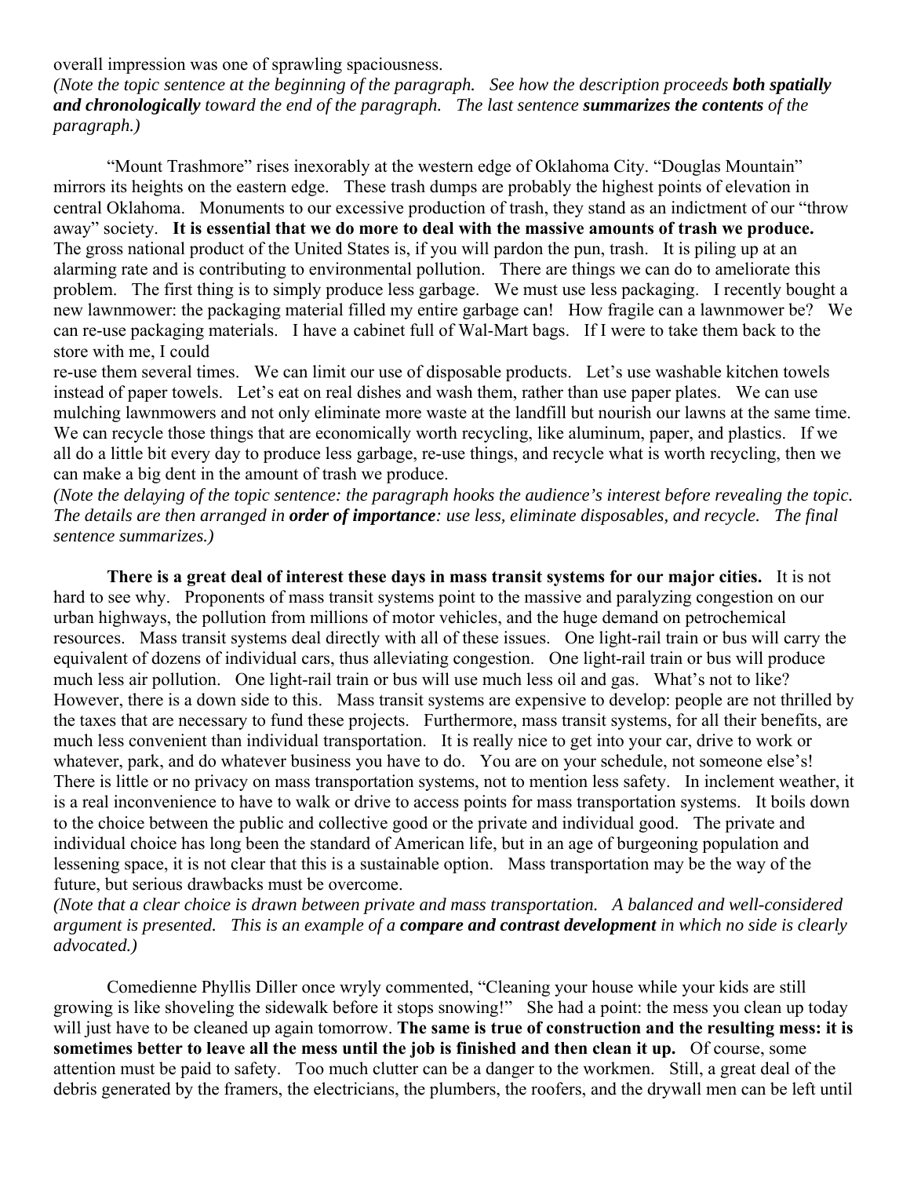overall impression was one of sprawling spaciousness.

*(Note the topic sentence at the beginning of the paragraph. See how the description proceeds **both spatially and chronologically** toward the end of the paragraph. The last sentence **summarizes the contents** of the paragraph.)*

"Mount Trashmore" rises inexorably at the western edge of Oklahoma City. "Douglas Mountain" mirrors its heights on the eastern edge. These trash dumps are probably the highest points of elevation in central Oklahoma. Monuments to our excessive production of trash, they stand as an indictment of our "throw away" society. **It is essential that we do more to deal with the massive amounts of trash we produce.** The gross national product of the United States is, if you will pardon the pun, trash. It is piling up at an alarming rate and is contributing to environmental pollution. There are things we can do to ameliorate this problem. The first thing is to simply produce less garbage. We must use less packaging. I recently bought a new lawnmower: the packaging material filled my entire garbage can! How fragile can a lawnmower be? We can re-use packaging materials. I have a cabinet full of Wal-Mart bags. If I were to take them back to the store with me, I could re-use them several times. We can limit our use of disposable products. Let's use washable kitchen towels instead of paper towels. Let's eat on real dishes and wash them, rather than use paper plates. We can use mulching lawnmowers and not only eliminate more waste at the landfill but nourish our lawns at the same time. We can recycle those things that are economically worth recycling, like aluminum, paper, and plastics. If we all do a little bit every day to produce less garbage, re-use things, and recycle what is worth recycling, then we can make a big dent in the amount of trash we produce.

*(Note the delaying of the topic sentence: the paragraph hooks the audience's interest before revealing the topic. The details are then arranged in **order of importance**: use less, eliminate disposables, and recycle. The final sentence summarizes.)*

**There is a great deal of interest these days in mass transit systems for our major cities.** It is not hard to see why. Proponents of mass transit systems point to the massive and paralyzing congestion on our urban highways, the pollution from millions of motor vehicles, and the huge demand on petrochemical resources. Mass transit systems deal directly with all of these issues. One light-rail train or bus will carry the equivalent of dozens of individual cars, thus alleviating congestion. One light-rail train or bus will produce much less air pollution. One light-rail train or bus will use much less oil and gas. What's not to like? However, there is a down side to this. Mass transit systems are expensive to develop: people are not thrilled by the taxes that are necessary to fund these projects. Furthermore, mass transit systems, for all their benefits, are much less convenient than individual transportation. It is really nice to get into your car, drive to work or whatever, park, and do whatever business you have to do. You are on your schedule, not someone else's! There is little or no privacy on mass transportation systems, not to mention less safety. In inclement weather, it is a real inconvenience to have to walk or drive to access points for mass transportation systems. It boils down to the choice between the public and collective good or the private and individual good. The private and individual choice has long been the standard of American life, but in an age of burgeoning population and lessening space, it is not clear that this is a sustainable option. Mass transportation may be the way of the future, but serious drawbacks must be overcome.

*(Note that a clear choice is drawn between private and mass transportation. A balanced and well-considered argument is presented. This is an example of a **compare and contrast development** in which no side is clearly advocated.)*

Comedienne Phyllis Diller once wryly commented, "Cleaning your house while your kids are still growing is like shoveling the sidewalk before it stops snowing!" She had a point: the mess you clean up today will just have to be cleaned up again tomorrow. **The same is true of construction and the resulting mess: it is sometimes better to leave all the mess until the job is finished and then clean it up.** Of course, some attention must be paid to safety. Too much clutter can be a danger to the workmen. Still, a great deal of the debris generated by the framers, the electricians, the plumbers, the roofers, and the drywall men can be left until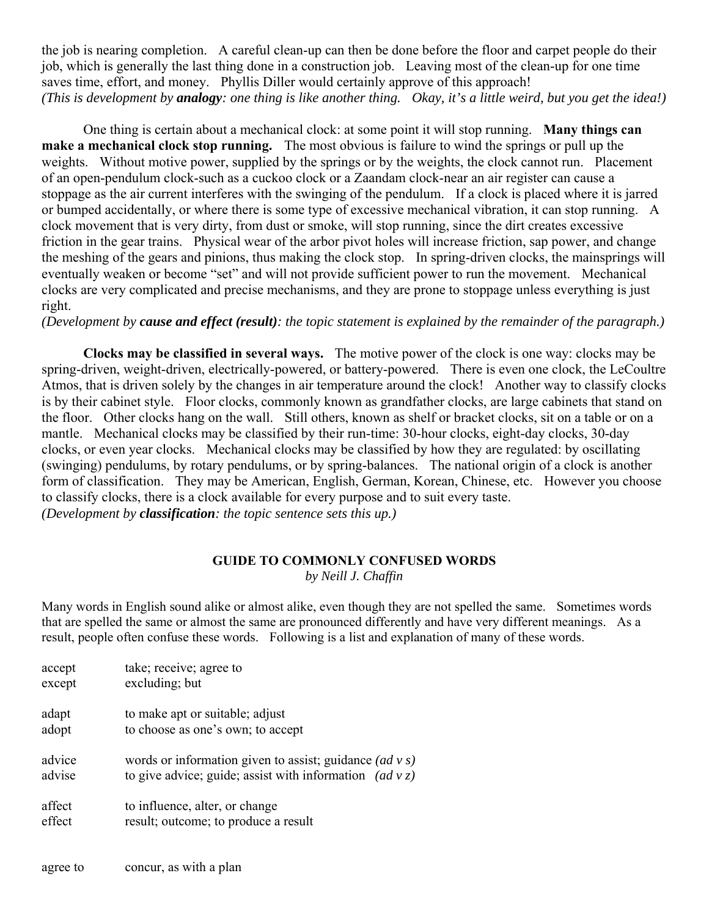the job is nearing completion. A careful clean-up can then be done before the floor and carpet people do their job, which is generally the last thing done in a construction job. Leaving most of the clean-up for one time saves time, effort, and money. Phyllis Diller would certainly approve of this approach!
*(This is development by **analogy**: one thing is like another thing. Okay, it's a little weird, but you get the idea!)*

One thing is certain about a mechanical clock: at some point it will stop running. **Many things can make a mechanical clock stop running.** The most obvious is failure to wind the springs or pull up the weights. Without motive power, supplied by the springs or by the weights, the clock cannot run. Placement of an open-pendulum clock-such as a cuckoo clock or a Zaandam clock-near an air register can cause a stoppage as the air current interferes with the swinging of the pendulum. If a clock is placed where it is jarred or bumped accidentally, or where there is some type of excessive mechanical vibration, it can stop running. A clock movement that is very dirty, from dust or smoke, will stop running, since the dirt creates excessive friction in the gear trains. Physical wear of the arbor pivot holes will increase friction, sap power, and change the meshing of the gears and pinions, thus making the clock stop. In spring-driven clocks, the mainsprings will eventually weaken or become "set" and will not provide sufficient power to run the movement. Mechanical clocks are very complicated and precise mechanisms, and they are prone to stoppage unless everything is just right.
*(Development by **cause and effect (result)**: the topic statement is explained by the remainder of the paragraph.)*

**Clocks may be classified in several ways.** The motive power of the clock is one way: clocks may be spring-driven, weight-driven, electrically-powered, or battery-powered. There is even one clock, the LeCoultre Atmos, that is driven solely by the changes in air temperature around the clock! Another way to classify clocks is by their cabinet style. Floor clocks, commonly known as grandfather clocks, are large cabinets that stand on the floor. Other clocks hang on the wall. Still others, known as shelf or bracket clocks, sit on a table or on a mantle. Mechanical clocks may be classified by their run-time: 30-hour clocks, eight-day clocks, 30-day clocks, or even year clocks. Mechanical clocks may be classified by how they are regulated: by oscillating (swinging) pendulums, by rotary pendulums, or by spring-balances. The national origin of a clock is another form of classification. They may be American, English, German, Korean, Chinese, etc. However you choose to classify clocks, there is a clock available for every purpose and to suit every taste.
*(Development by **classification**: the topic sentence sets this up.)*

## GUIDE TO COMMONLY CONFUSED WORDS

*by Neill J. Chaffin*

Many words in English sound alike or almost alike, even though they are not spelled the same. Sometimes words that are spelled the same or almost the same are pronounced differently and have very different meanings. As a result, people often confuse these words. Following is a list and explanation of many of these words.

accept — take; receive; agree to
except — excluding; but

adapt — to make apt or suitable; adjust
adopt — to choose as one's own; to accept

advice — words or information given to assist; guidance *(ad v s)*
advise — to give advice; guide; assist with information *(ad v z)*

affect — to influence, alter, or change
effect — result; outcome; to produce a result

agree to — concur, as with a plan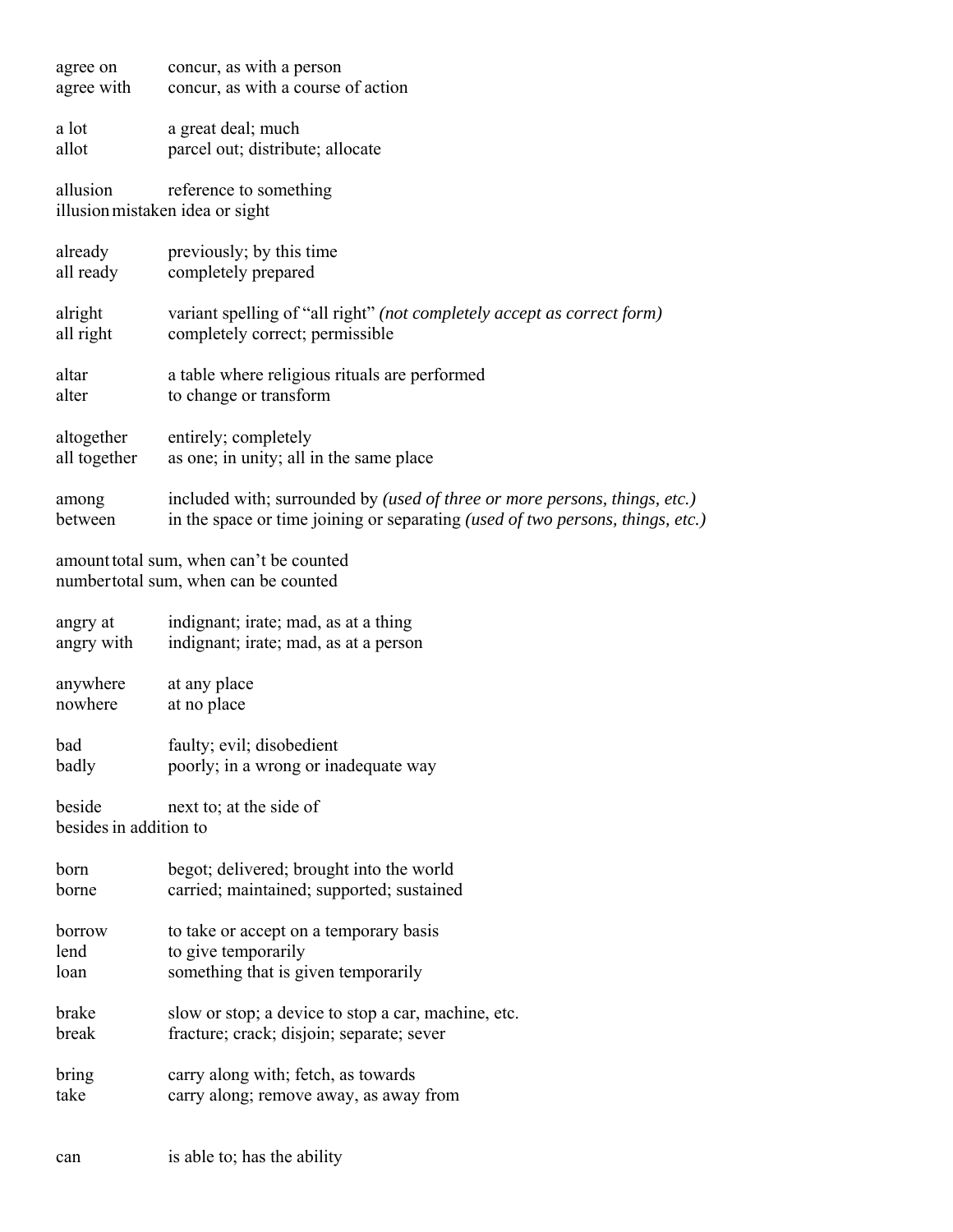| | |
|---|---|
| agree on | concur, as with a person |
| agree with | concur, as with a course of action |
| | |
| a lot | a great deal; much |
| allot | parcel out; distribute; allocate |
| | |
| allusion | reference to something |
| illusion | mistaken idea or sight |
| | |
| already | previously; by this time |
| all ready | completely prepared |
| | |
| alright | variant spelling of "all right" *(not completely accept as correct form)* |
| all right | completely correct; permissible |
| | |
| altar | a table where religious rituals are performed |
| alter | to change or transform |
| | |
| altogether | entirely; completely |
| all together | as one; in unity; all in the same place |
| | |
| among | included with; surrounded by *(used of three or more persons, things, etc.)* |
| between | in the space or time joining or separating *(used of two persons, things, etc.)* |
| | |
| amount | total sum, when can't be counted |
| number | total sum, when can be counted |
| | |
| angry at | indignant; irate; mad, as at a thing |
| angry with | indignant; irate; mad, as at a person |
| | |
| anywhere | at any place |
| nowhere | at no place |
| | |
| bad | faulty; evil; disobedient |
| badly | poorly; in a wrong or inadequate way |
| | |
| beside | next to; at the side of |
| besides | in addition to |
| | |
| born | begot; delivered; brought into the world |
| borne | carried; maintained; supported; sustained |
| | |
| borrow | to take or accept on a temporary basis |
| lend | to give temporarily |
| loan | something that is given temporarily |
| | |
| brake | slow or stop; a device to stop a car, machine, etc. |
| break | fracture; crack; disjoin; separate; sever |
| | |
| bring | carry along with; fetch, as towards |
| take | carry along; remove away, as away from |
| | |
| can | is able to; has the ability |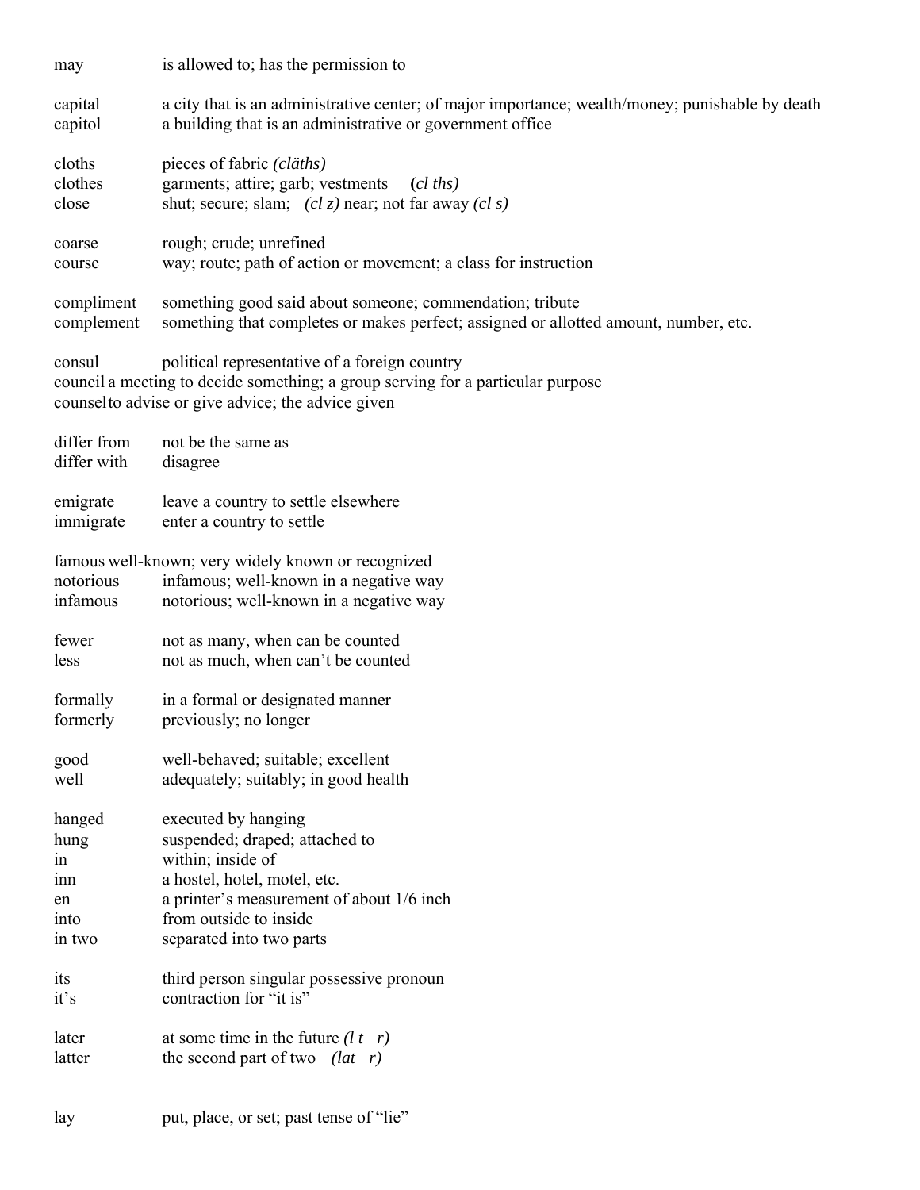may	is allowed to; has the permission to

capital	a city that is an administrative center; of major importance; wealth/money; punishable by death
capitol	a building that is an administrative or government office

cloths	pieces of fabric *(cläths)*
clothes	garments; attire; garb; vestments **(***cl ths)*
close	shut; secure; slam; *(cl z)* near; not far away *(cl s)*

coarse	rough; crude; unrefined
course	way; route; path of action or movement; a class for instruction

compliment	something good said about someone; commendation; tribute
complement	something that completes or makes perfect; assigned or allotted amount, number, etc.

consul	political representative of a foreign country
council	a meeting to decide something; a group serving for a particular purpose
counsel	to advise or give advice; the advice given

differ from	not be the same as
differ with	disagree

emigrate	leave a country to settle elsewhere
immigrate	enter a country to settle

famous	well-known; very widely known or recognized
notorious	infamous; well-known in a negative way
infamous	notorious; well-known in a negative way

fewer	not as many, when can be counted
less	not as much, when can't be counted

formally	in a formal or designated manner
formerly	previously; no longer

good	well-behaved; suitable; excellent
well	adequately; suitably; in good health

hanged	executed by hanging
hung	suspended; draped; attached to
in	within; inside of
inn	a hostel, hotel, motel, etc.
en	a printer's measurement of about 1/6 inch
into	from outside to inside
in two	separated into two parts

its	third person singular possessive pronoun
it's	contraction for "it is"

later	at some time in the future *(l t r)*
latter	the second part of two *(lat r)*

lay	put, place, or set; past tense of "lie"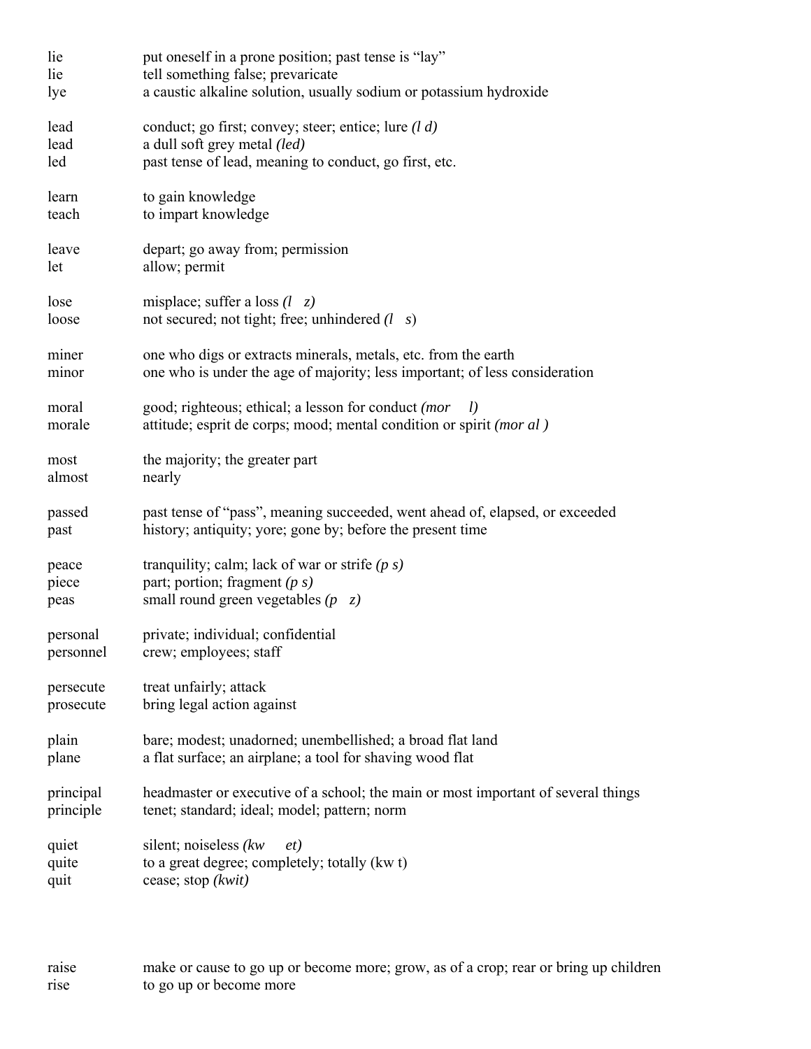| | |
|---|---|
| lie | put oneself in a prone position; past tense is "lay" |
| lie | tell something false; prevaricate |
| lye | a caustic alkaline solution, usually sodium or potassium hydroxide |
| | |
| lead | conduct; go first; convey; steer; entice; lure *(l d)* |
| lead | a dull soft grey metal *(led)* |
| led | past tense of lead, meaning to conduct, go first, etc. |
| | |
| learn | to gain knowledge |
| teach | to impart knowledge |
| | |
| leave | depart; go away from; permission |
| let | allow; permit |
| | |
| lose | misplace; suffer a loss *(l z)* |
| loose | not secured; not tight; free; unhindered *(l s)* |
| | |
| miner | one who digs or extracts minerals, metals, etc. from the earth |
| minor | one who is under the age of majority; less important; of less consideration |
| | |
| moral | good; righteous; ethical; a lesson for conduct *(mor l)* |
| morale | attitude; esprit de corps; mood; mental condition or spirit *(mor al )* |
| | |
| most | the majority; the greater part |
| almost | nearly |
| | |
| passed | past tense of "pass", meaning succeeded, went ahead of, elapsed, or exceeded |
| past | history; antiquity; yore; gone by; before the present time |
| | |
| peace | tranquility; calm; lack of war or strife *(p s)* |
| piece | part; portion; fragment *(p s)* |
| peas | small round green vegetables *(p z)* |
| | |
| personal | private; individual; confidential |
| personnel | crew; employees; staff |
| | |
| persecute | treat unfairly; attack |
| prosecute | bring legal action against |
| | |
| plain | bare; modest; unadorned; unembellished; a broad flat land |
| plane | a flat surface; an airplane; a tool for shaving wood flat |
| | |
| principal | headmaster or executive of a school; the main or most important of several things |
| principle | tenet; standard; ideal; model; pattern; norm |
| | |
| quiet | silent; noiseless *(kw et)* |
| quite | to a great degree; completely; totally (kw t) |
| quit | cease; stop *(kwit)* |
| | |
| raise | make or cause to go up or become more; grow, as of a crop; rear or bring up children |
| rise | to go up or become more |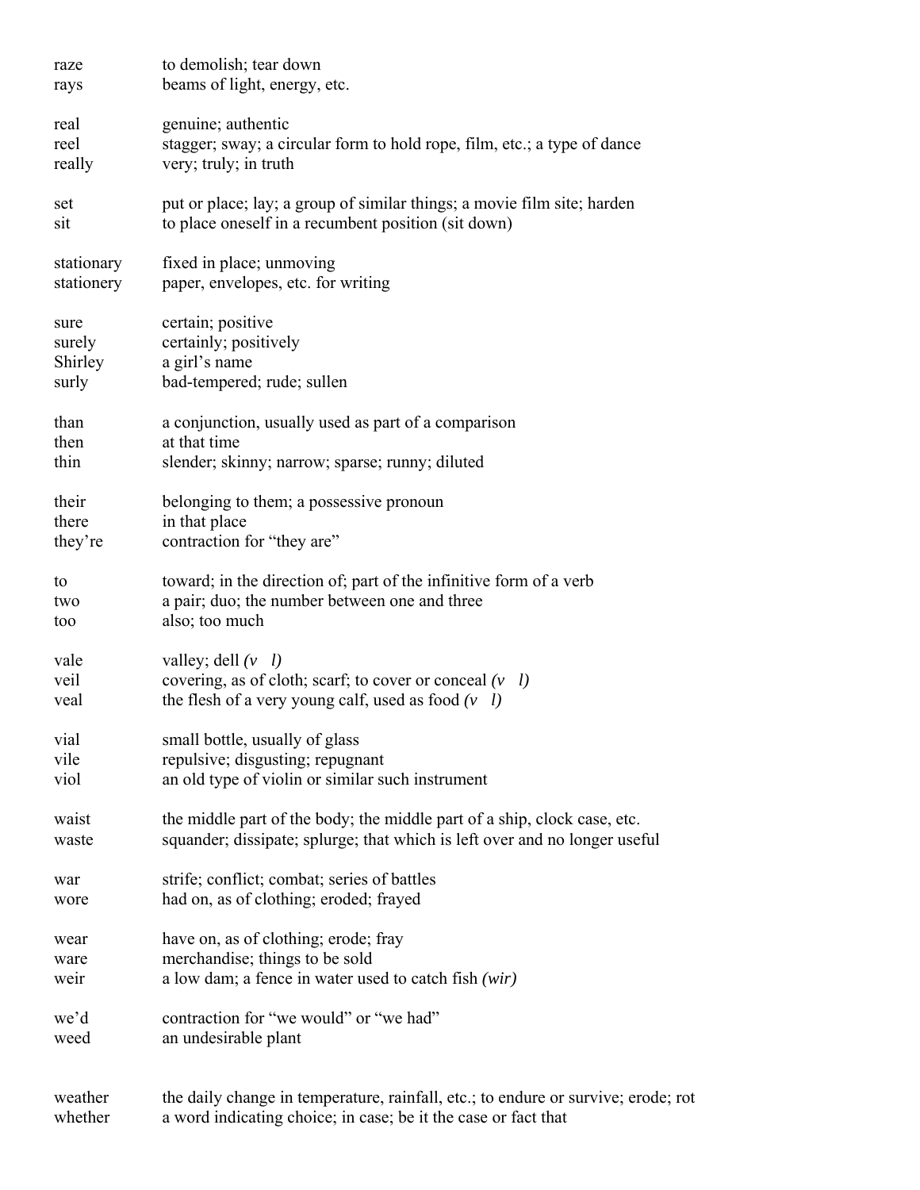| | |
|---|---|
| raze | to demolish; tear down |
| rays | beams of light, energy, etc. |
| | |
| real | genuine; authentic |
| reel | stagger; sway; a circular form to hold rope, film, etc.; a type of dance |
| really | very; truly; in truth |
| | |
| set | put or place; lay; a group of similar things; a movie film site; harden |
| sit | to place oneself in a recumbent position (sit down) |
| | |
| stationary | fixed in place; unmoving |
| stationery | paper, envelopes, etc. for writing |
| | |
| sure | certain; positive |
| surely | certainly; positively |
| Shirley | a girl's name |
| surly | bad-tempered; rude; sullen |
| | |
| than | a conjunction, usually used as part of a comparison |
| then | at that time |
| thin | slender; skinny; narrow; sparse; runny; diluted |
| | |
| their | belonging to them; a possessive pronoun |
| there | in that place |
| they're | contraction for "they are" |
| | |
| to | toward; in the direction of; part of the infinitive form of a verb |
| two | a pair; duo; the number between one and three |
| too | also; too much |
| | |
| vale | valley; dell *(v l)* |
| veil | covering, as of cloth; scarf; to cover or conceal *(v l)* |
| veal | the flesh of a very young calf, used as food *(v l)* |
| | |
| vial | small bottle, usually of glass |
| vile | repulsive; disgusting; repugnant |
| viol | an old type of violin or similar such instrument |
| | |
| waist | the middle part of the body; the middle part of a ship, clock case, etc. |
| waste | squander; dissipate; splurge; that which is left over and no longer useful |
| | |
| war | strife; conflict; combat; series of battles |
| wore | had on, as of clothing; eroded; frayed |
| | |
| wear | have on, as of clothing; erode; fray |
| ware | merchandise; things to be sold |
| weir | a low dam; a fence in water used to catch fish *(wir)* |
| | |
| we'd | contraction for "we would" or "we had" |
| weed | an undesirable plant |
| | |
| weather | the daily change in temperature, rainfall, etc.; to endure or survive; erode; rot |
| whether | a word indicating choice; in case; be it the case or fact that |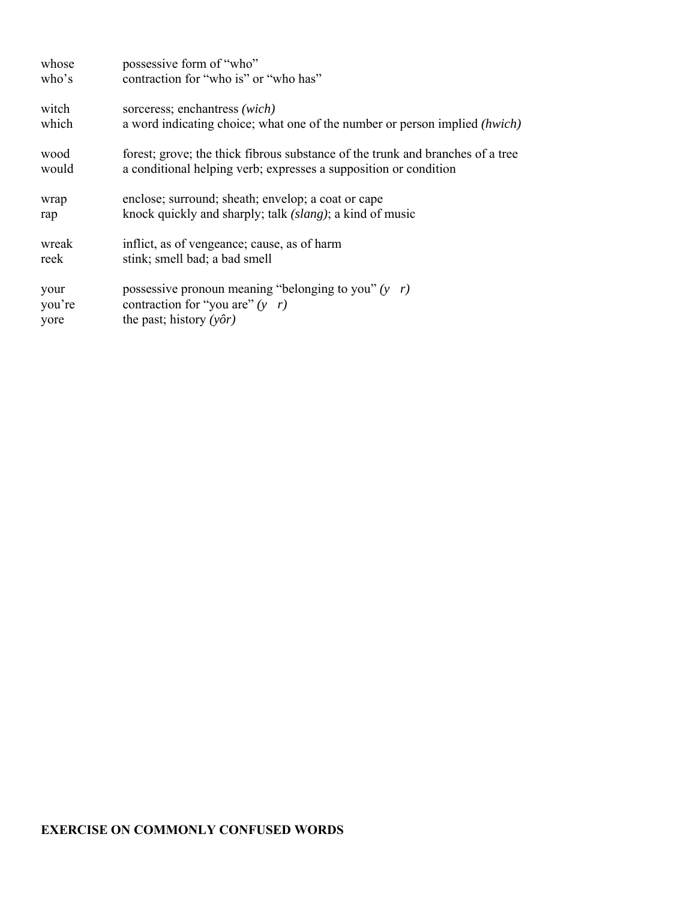| | |
|---|---|
| whose | possessive form of "who" |
| who's | contraction for "who is" or "who has" |
| | |
| witch | sorceress; enchantress *(wich)* |
| which | a word indicating choice; what one of the number or person implied *(hwich)* |
| | |
| wood | forest; grove; the thick fibrous substance of the trunk and branches of a tree |
| would | a conditional helping verb; expresses a supposition or condition |
| | |
| wrap | enclose; surround; sheath; envelop; a coat or cape |
| rap | knock quickly and sharply; talk *(slang)*; a kind of music |
| | |
| wreak | inflict, as of vengeance; cause, as of harm |
| reek | stink; smell bad; a bad smell |
| | |
| your | possessive pronoun meaning "belonging to you" *(y r)* |
| you're | contraction for "you are" *(y r)* |
| yore | the past; history *(yôr)* |

**EXERCISE ON COMMONLY CONFUSED WORDS**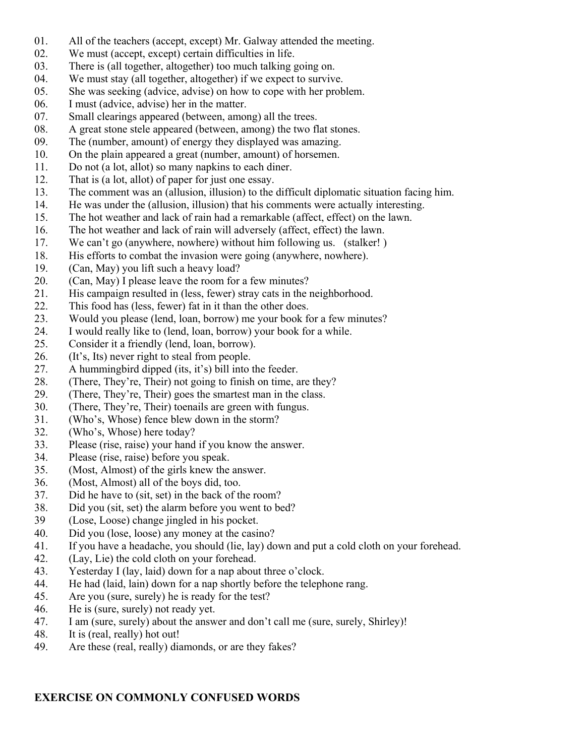01. All of the teachers (accept, except) Mr. Galway attended the meeting.
02. We must (accept, except) certain difficulties in life.
03. There is (all together, altogether) too much talking going on.
04. We must stay (all together, altogether) if we expect to survive.
05. She was seeking (advice, advise) on how to cope with her problem.
06. I must (advice, advise) her in the matter.
07. Small clearings appeared (between, among) all the trees.
08. A great stone stele appeared (between, among) the two flat stones.
09. The (number, amount) of energy they displayed was amazing.
10. On the plain appeared a great (number, amount) of horsemen.
11. Do not (a lot, allot) so many napkins to each diner.
12. That is (a lot, allot) of paper for just one essay.
13. The comment was an (allusion, illusion) to the difficult diplomatic situation facing him.
14. He was under the (allusion, illusion) that his comments were actually interesting.
15. The hot weather and lack of rain had a remarkable (affect, effect) on the lawn.
16. The hot weather and lack of rain will adversely (affect, effect) the lawn.
17. We can't go (anywhere, nowhere) without him following us. (stalker! )
18. His efforts to combat the invasion were going (anywhere, nowhere).
19. (Can, May) you lift such a heavy load?
20. (Can, May) I please leave the room for a few minutes?
21. His campaign resulted in (less, fewer) stray cats in the neighborhood.
22. This food has (less, fewer) fat in it than the other does.
23. Would you please (lend, loan, borrow) me your book for a few minutes?
24. I would really like to (lend, loan, borrow) your book for a while.
25. Consider it a friendly (lend, loan, borrow).
26. (It's, Its) never right to steal from people.
27. A hummingbird dipped (its, it's) bill into the feeder.
28. (There, They're, Their) not going to finish on time, are they?
29. (There, They're, Their) goes the smartest man in the class.
30. (There, They're, Their) toenails are green with fungus.
31. (Who's, Whose) fence blew down in the storm?
32. (Who's, Whose) here today?
33. Please (rise, raise) your hand if you know the answer.
34. Please (rise, raise) before you speak.
35. (Most, Almost) of the girls knew the answer.
36. (Most, Almost) all of the boys did, too.
37. Did he have to (sit, set) in the back of the room?
38. Did you (sit, set) the alarm before you went to bed?
39 (Lose, Loose) change jingled in his pocket.
40. Did you (lose, loose) any money at the casino?
41. If you have a headache, you should (lie, lay) down and put a cold cloth on your forehead.
42. (Lay, Lie) the cold cloth on your forehead.
43. Yesterday I (lay, laid) down for a nap about three o'clock.
44. He had (laid, lain) down for a nap shortly before the telephone rang.
45. Are you (sure, surely) he is ready for the test?
46. He is (sure, surely) not ready yet.
47. I am (sure, surely) about the answer and don't call me (sure, surely, Shirley)!
48. It is (real, really) hot out!
49. Are these (real, really) diamonds, or are they fakes?

**EXERCISE ON COMMONLY CONFUSED WORDS**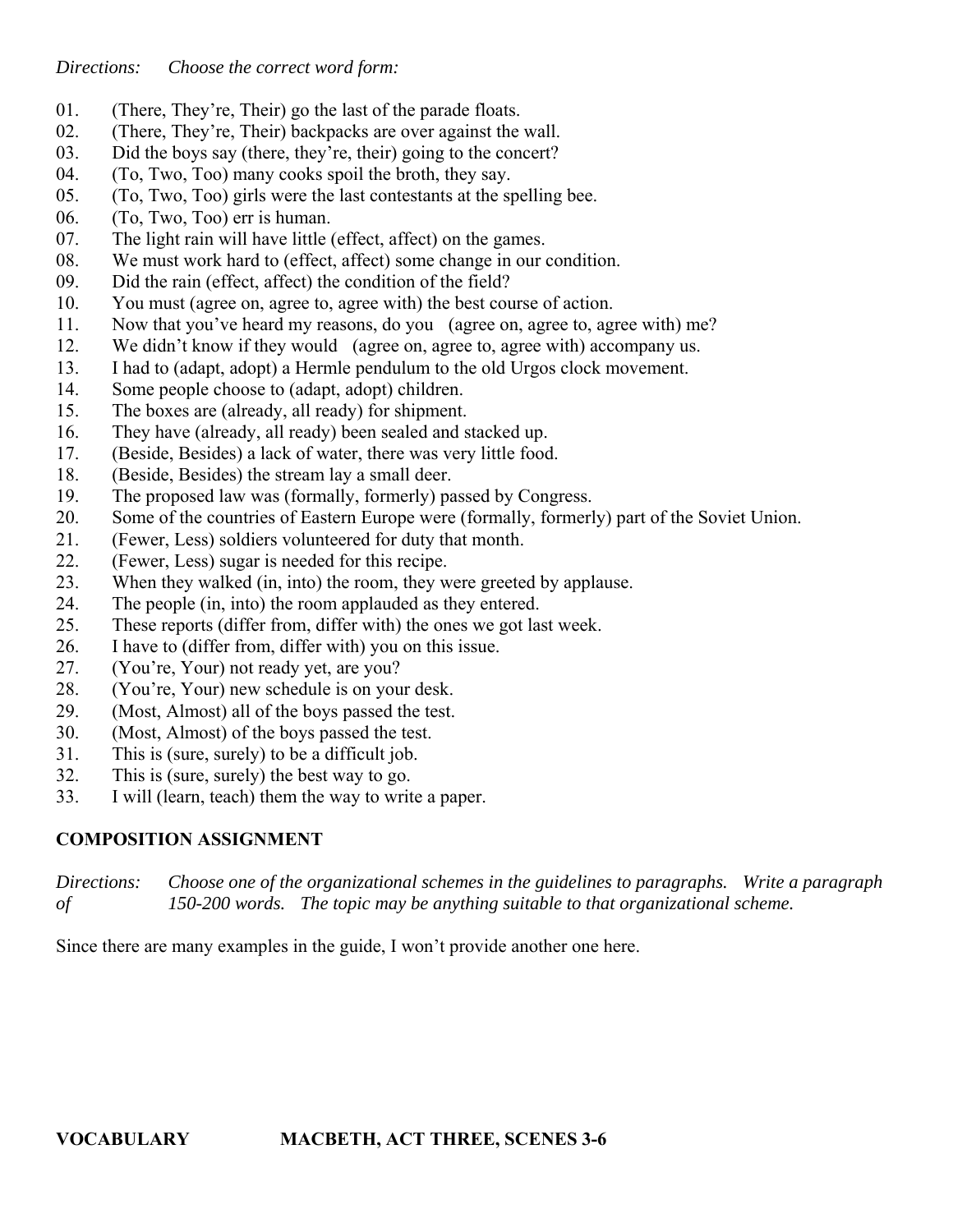*Directions: Choose the correct word form:*

01. (There, They're, Their) go the last of the parade floats.
02. (There, They're, Their) backpacks are over against the wall.
03. Did the boys say (there, they're, their) going to the concert?
04. (To, Two, Too) many cooks spoil the broth, they say.
05. (To, Two, Too) girls were the last contestants at the spelling bee.
06. (To, Two, Too) err is human.
07. The light rain will have little (effect, affect) on the games.
08. We must work hard to (effect, affect) some change in our condition.
09. Did the rain (effect, affect) the condition of the field?
10. You must (agree on, agree to, agree with) the best course of action.
11. Now that you've heard my reasons, do you (agree on, agree to, agree with) me?
12. We didn't know if they would (agree on, agree to, agree with) accompany us.
13. I had to (adapt, adopt) a Hermle pendulum to the old Urgos clock movement.
14. Some people choose to (adapt, adopt) children.
15. The boxes are (already, all ready) for shipment.
16. They have (already, all ready) been sealed and stacked up.
17. (Beside, Besides) a lack of water, there was very little food.
18. (Beside, Besides) the stream lay a small deer.
19. The proposed law was (formally, formerly) passed by Congress.
20. Some of the countries of Eastern Europe were (formally, formerly) part of the Soviet Union.
21. (Fewer, Less) soldiers volunteered for duty that month.
22. (Fewer, Less) sugar is needed for this recipe.
23. When they walked (in, into) the room, they were greeted by applause.
24. The people (in, into) the room applauded as they entered.
25. These reports (differ from, differ with) the ones we got last week.
26. I have to (differ from, differ with) you on this issue.
27. (You're, Your) not ready yet, are you?
28. (You're, Your) new schedule is on your desk.
29. (Most, Almost) all of the boys passed the test.
30. (Most, Almost) of the boys passed the test.
31. This is (sure, surely) to be a difficult job.
32. This is (sure, surely) the best way to go.
33. I will (learn, teach) them the way to write a paper.

## COMPOSITION ASSIGNMENT

*Directions: Choose one of the organizational schemes in the guidelines to paragraphs. Write a paragraph of 150-200 words. The topic may be anything suitable to that organizational scheme.*

Since there are many examples in the guide, I won't provide another one here.

## VOCABULARY MACBETH, ACT THREE, SCENES 3-6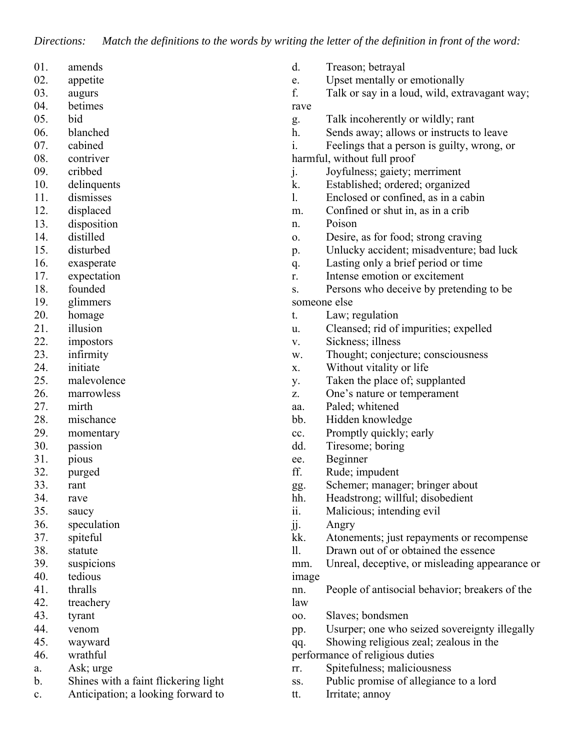*Directions: Match the definitions to the words by writing the letter of the definition in front of the word:*

01. amends
02. appetite
03. augurs
04. betimes
05. bid
06. blanched
07. cabined
08. contriver
09. cribbed
10. delinquents
11. dismisses
12. displaced
13. disposition
14. distilled
15. disturbed
16. exasperate
17. expectation
18. founded
19. glimmers
20. homage
21. illusion
22. impostors
23. infirmity
24. initiate
25. malevolence
26. marrowless
27. mirth
28. mischance
29. momentary
30. passion
31. pious
32. purged
33. rant
34. rave
35. saucy
36. speculation
37. spiteful
38. statute
39. suspicions
40. tedious
41. thralls
42. treachery
43. tyrant
44. venom
45. wayward
46. wrathful

a. Ask; urge
b. Shines with a faint flickering light
c. Anticipation; a looking forward to
d. Treason; betrayal
e. Upset mentally or emotionally
f. Talk or say in a loud, wild, extravagant way; rave
g. Talk incoherently or wildly; rant
h. Sends away; allows or instructs to leave
i. Feelings that a person is guilty, wrong, or harmful, without full proof
j. Joyfulness; gaiety; merriment
k. Established; ordered; organized
l. Enclosed or confined, as in a cabin
m. Confined or shut in, as in a crib
n. Poison
o. Desire, as for food; strong craving
p. Unlucky accident; misadventure; bad luck
q. Lasting only a brief period or time
r. Intense emotion or excitement
s. Persons who deceive by pretending to be someone else
t. Law; regulation
u. Cleansed; rid of impurities; expelled
v. Sickness; illness
w. Thought; conjecture; consciousness
x. Without vitality or life
y. Taken the place of; supplanted
z. One's nature or temperament
aa. Paled; whitened
bb. Hidden knowledge
cc. Promptly quickly; early
dd. Tiresome; boring
ee. Beginner
ff. Rude; impudent
gg. Schemer; manager; bringer about
hh. Headstrong; willful; disobedient
ii. Malicious; intending evil
jj. Angry
kk. Atonements; just repayments or recompense
ll. Drawn out of or obtained the essence
mm. Unreal, deceptive, or misleading appearance or image
nn. People of antisocial behavior; breakers of the law
oo. Slaves; bondsmen
pp. Usurper; one who seized sovereignty illegally
qq. Showing religious zeal; zealous in the performance of religious duties
rr. Spitefulness; maliciousness
ss. Public promise of allegiance to a lord
tt. Irritate; annoy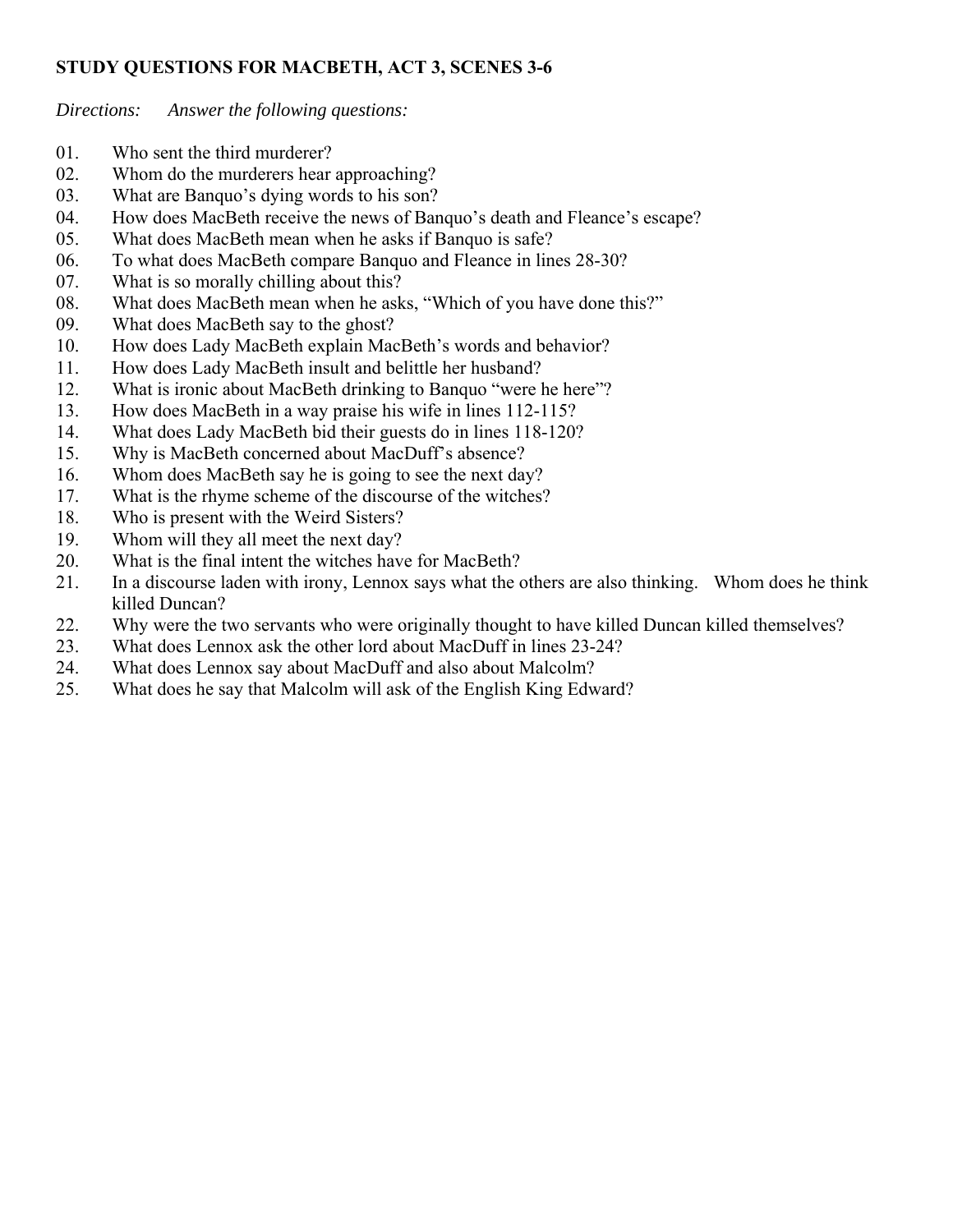**STUDY QUESTIONS FOR MACBETH, ACT 3, SCENES 3-6**

*Directions: Answer the following questions:*

01. Who sent the third murderer?
02. Whom do the murderers hear approaching?
03. What are Banquo's dying words to his son?
04. How does MacBeth receive the news of Banquo's death and Fleance's escape?
05. What does MacBeth mean when he asks if Banquo is safe?
06. To what does MacBeth compare Banquo and Fleance in lines 28-30?
07. What is so morally chilling about this?
08. What does MacBeth mean when he asks, "Which of you have done this?"
09. What does MacBeth say to the ghost?
10. How does Lady MacBeth explain MacBeth's words and behavior?
11. How does Lady MacBeth insult and belittle her husband?
12. What is ironic about MacBeth drinking to Banquo "were he here"?
13. How does MacBeth in a way praise his wife in lines 112-115?
14. What does Lady MacBeth bid their guests do in lines 118-120?
15. Why is MacBeth concerned about MacDuff's absence?
16. Whom does MacBeth say he is going to see the next day?
17. What is the rhyme scheme of the discourse of the witches?
18. Who is present with the Weird Sisters?
19. Whom will they all meet the next day?
20. What is the final intent the witches have for MacBeth?
21. In a discourse laden with irony, Lennox says what the others are also thinking. Whom does he think killed Duncan?
22. Why were the two servants who were originally thought to have killed Duncan killed themselves?
23. What does Lennox ask the other lord about MacDuff in lines 23-24?
24. What does Lennox say about MacDuff and also about Malcolm?
25. What does he say that Malcolm will ask of the English King Edward?